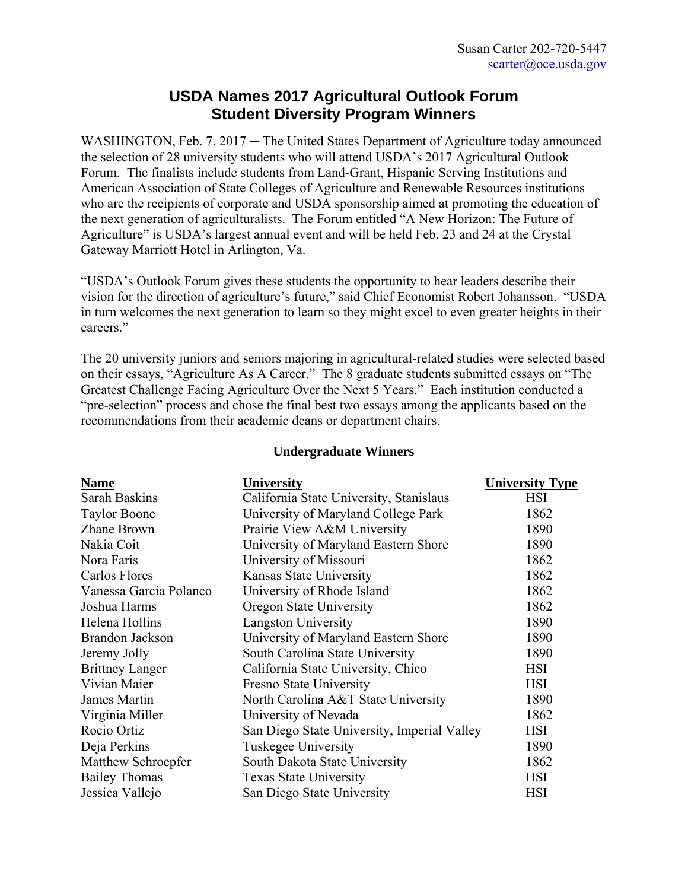Susan Carter 202-720-5447
scarter@oce.usda.gov

# USDA Names 2017 Agricultural Outlook Forum Student Diversity Program Winners

WASHINGTON, Feb. 7, 2017 ─ The United States Department of Agriculture today announced the selection of 28 university students who will attend USDA's 2017 Agricultural Outlook Forum. The finalists include students from Land-Grant, Hispanic Serving Institutions and American Association of State Colleges of Agriculture and Renewable Resources institutions who are the recipients of corporate and USDA sponsorship aimed at promoting the education of the next generation of agriculturalists. The Forum entitled "A New Horizon: The Future of Agriculture" is USDA's largest annual event and will be held Feb. 23 and 24 at the Crystal Gateway Marriott Hotel in Arlington, Va.

"USDA's Outlook Forum gives these students the opportunity to hear leaders describe their vision for the direction of agriculture's future," said Chief Economist Robert Johansson. "USDA in turn welcomes the next generation to learn so they might excel to even greater heights in their careers."

The 20 university juniors and seniors majoring in agricultural-related studies were selected based on their essays, "Agriculture As A Career." The 8 graduate students submitted essays on "The Greatest Challenge Facing Agriculture Over the Next 5 Years." Each institution conducted a "pre-selection" process and chose the final best two essays among the applicants based on the recommendations from their academic deans or department chairs.

**Undergraduate Winners**

| Name | University | University Type |
|---|---|---|
| Sarah Baskins | California State University, Stanislaus | HSI |
| Taylor Boone | University of Maryland College Park | 1862 |
| Zhane Brown | Prairie View A&M University | 1890 |
| Nakia Coit | University of Maryland Eastern Shore | 1890 |
| Nora Faris | University of Missouri | 1862 |
| Carlos Flores | Kansas State University | 1862 |
| Vanessa Garcia Polanco | University of Rhode Island | 1862 |
| Joshua Harms | Oregon State University | 1862 |
| Helena Hollins | Langston University | 1890 |
| Brandon Jackson | University of Maryland Eastern Shore | 1890 |
| Jeremy Jolly | South Carolina State University | 1890 |
| Brittney Langer | California State University, Chico | HSI |
| Vivian Maier | Fresno State University | HSI |
| James Martin | North Carolina A&T State University | 1890 |
| Virginia Miller | University of Nevada | 1862 |
| Rocio Ortiz | San Diego State University, Imperial Valley | HSI |
| Deja Perkins | Tuskegee University | 1890 |
| Matthew Schroepfer | South Dakota State University | 1862 |
| Bailey Thomas | Texas State University | HSI |
| Jessica Vallejo | San Diego State University | HSI |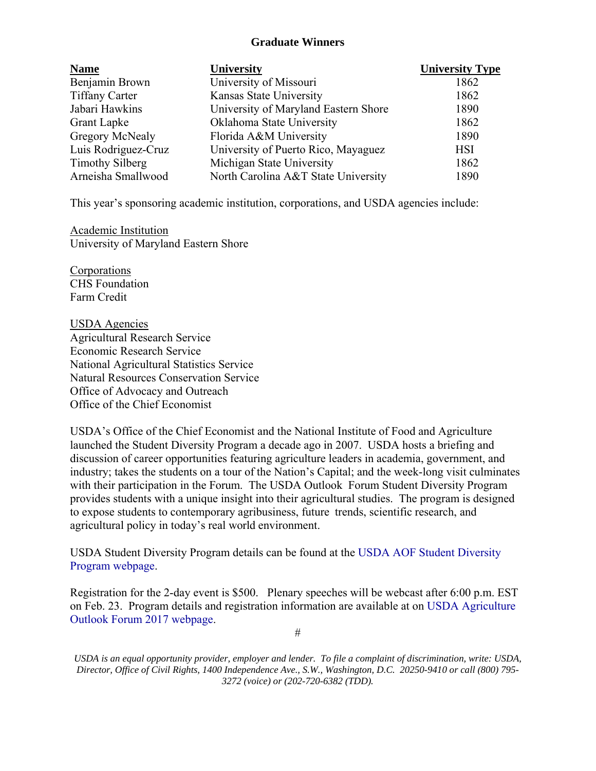**Graduate Winners**

| Name | University | University Type |
|---|---|---|
| Benjamin Brown | University of Missouri | 1862 |
| Tiffany Carter | Kansas State University | 1862 |
| Jabari Hawkins | University of Maryland Eastern Shore | 1890 |
| Grant Lapke | Oklahoma State University | 1862 |
| Gregory McNealy | Florida A&M University | 1890 |
| Luis Rodriguez-Cruz | University of Puerto Rico, Mayaguez | HSI |
| Timothy Silberg | Michigan State University | 1862 |
| Arneisha Smallwood | North Carolina A&T State University | 1890 |

This year's sponsoring academic institution, corporations, and USDA agencies include:

Academic Institution
University of Maryland Eastern Shore

Corporations
CHS Foundation
Farm Credit

USDA Agencies
Agricultural Research Service
Economic Research Service
National Agricultural Statistics Service
Natural Resources Conservation Service
Office of Advocacy and Outreach
Office of the Chief Economist

USDA's Office of the Chief Economist and the National Institute of Food and Agriculture launched the Student Diversity Program a decade ago in 2007. USDA hosts a briefing and discussion of career opportunities featuring agriculture leaders in academia, government, and industry; takes the students on a tour of the Nation's Capital; and the week-long visit culminates with their participation in the Forum. The USDA Outlook Forum Student Diversity Program provides students with a unique insight into their agricultural studies. The program is designed to expose students to contemporary agribusiness, future trends, scientific research, and agricultural policy in today's real world environment.

USDA Student Diversity Program details can be found at the USDA AOF Student Diversity Program webpage.

Registration for the 2-day event is $500. Plenary speeches will be webcast after 6:00 p.m. EST on Feb. 23. Program details and registration information are available at on USDA Agriculture Outlook Forum 2017 webpage.

#

*USDA is an equal opportunity provider, employer and lender. To file a complaint of discrimination, write: USDA, Director, Office of Civil Rights, 1400 Independence Ave., S.W., Washington, D.C. 20250-9410 or call (800) 795-3272 (voice) or (202-720-6382 (TDD).*